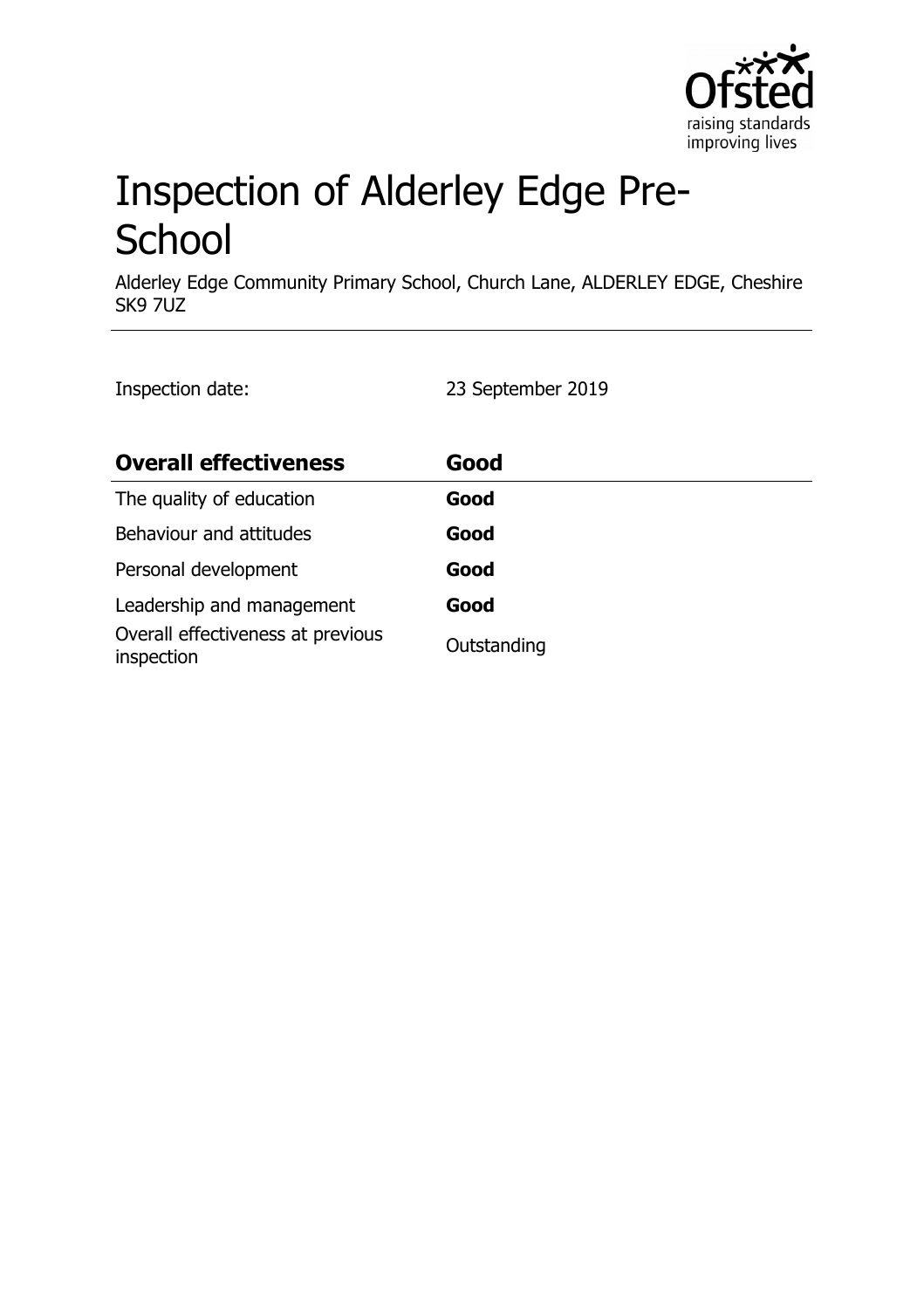# Inspection of Alderley Edge Pre-School

Alderley Edge Community Primary School, Church Lane, ALDERLEY EDGE, Cheshire SK9 7UZ

Inspection date: 23 September 2019

| **Overall effectiveness** | **Good** |
| --- | --- |
| The quality of education | **Good** |
| Behaviour and attitudes | **Good** |
| Personal development | **Good** |
| Leadership and management | **Good** |
| Overall effectiveness at previous inspection | Outstanding |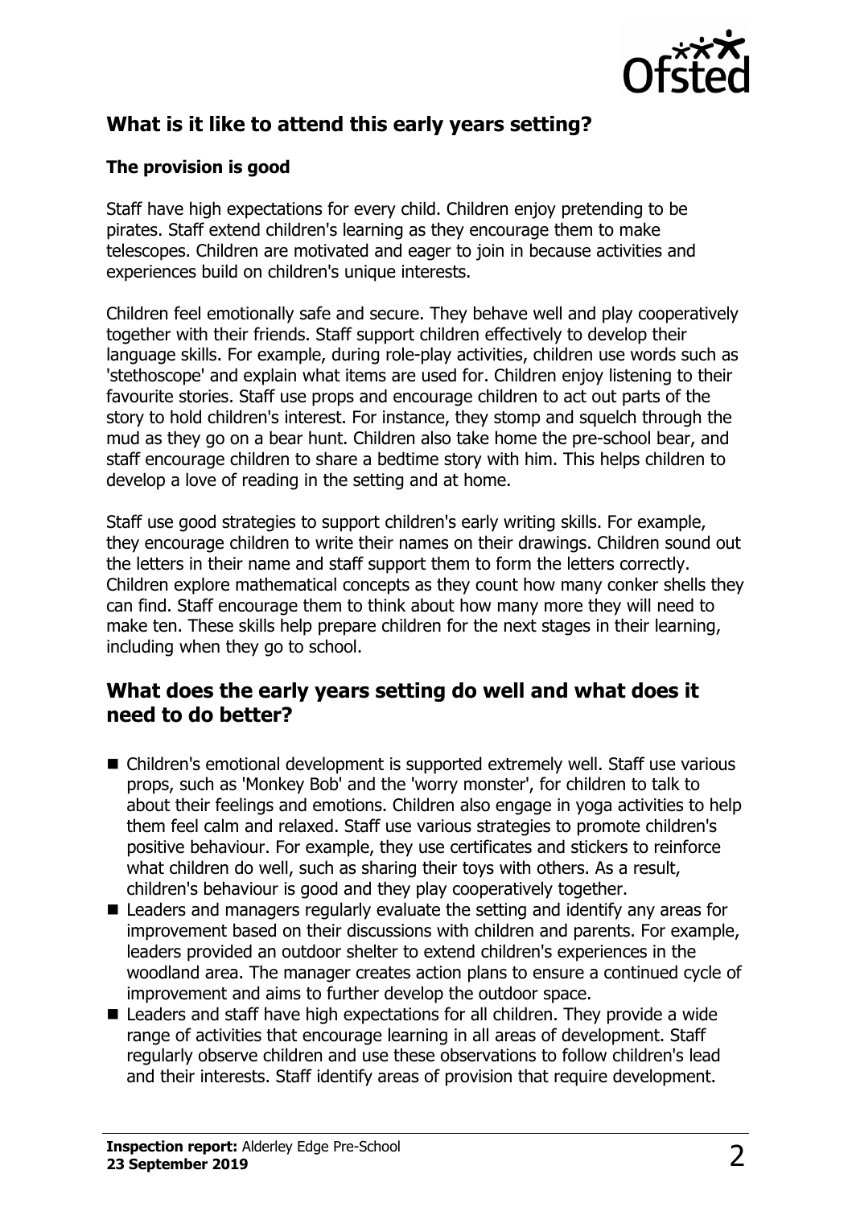## What is it like to attend this early years setting?

### The provision is good

Staff have high expectations for every child. Children enjoy pretending to be pirates. Staff extend children's learning as they encourage them to make telescopes. Children are motivated and eager to join in because activities and experiences build on children's unique interests.

Children feel emotionally safe and secure. They behave well and play cooperatively together with their friends. Staff support children effectively to develop their language skills. For example, during role-play activities, children use words such as 'stethoscope' and explain what items are used for. Children enjoy listening to their favourite stories. Staff use props and encourage children to act out parts of the story to hold children's interest. For instance, they stomp and squelch through the mud as they go on a bear hunt. Children also take home the pre-school bear, and staff encourage children to share a bedtime story with him. This helps children to develop a love of reading in the setting and at home.

Staff use good strategies to support children's early writing skills. For example, they encourage children to write their names on their drawings. Children sound out the letters in their name and staff support them to form the letters correctly. Children explore mathematical concepts as they count how many conker shells they can find. Staff encourage them to think about how many more they will need to make ten. These skills help prepare children for the next stages in their learning, including when they go to school.

## What does the early years setting do well and what does it need to do better?

- Children's emotional development is supported extremely well. Staff use various props, such as 'Monkey Bob' and the 'worry monster', for children to talk to about their feelings and emotions. Children also engage in yoga activities to help them feel calm and relaxed. Staff use various strategies to promote children's positive behaviour. For example, they use certificates and stickers to reinforce what children do well, such as sharing their toys with others. As a result, children's behaviour is good and they play cooperatively together.
- Leaders and managers regularly evaluate the setting and identify any areas for improvement based on their discussions with children and parents. For example, leaders provided an outdoor shelter to extend children's experiences in the woodland area. The manager creates action plans to ensure a continued cycle of improvement and aims to further develop the outdoor space.
- Leaders and staff have high expectations for all children. They provide a wide range of activities that encourage learning in all areas of development. Staff regularly observe children and use these observations to follow children's lead and their interests. Staff identify areas of provision that require development.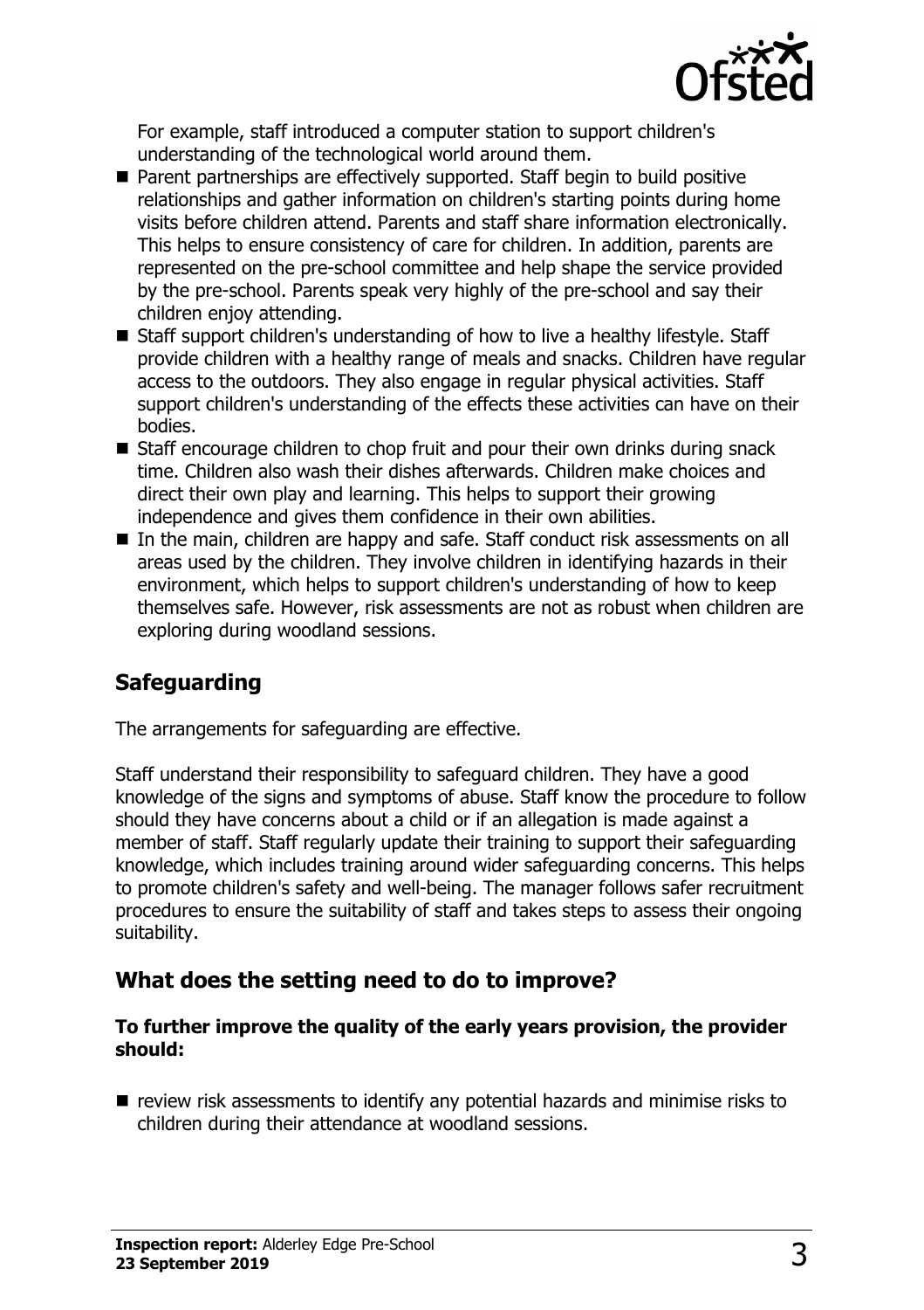For example, staff introduced a computer station to support children's understanding of the technological world around them.

- Parent partnerships are effectively supported. Staff begin to build positive relationships and gather information on children's starting points during home visits before children attend. Parents and staff share information electronically. This helps to ensure consistency of care for children. In addition, parents are represented on the pre-school committee and help shape the service provided by the pre-school. Parents speak very highly of the pre-school and say their children enjoy attending.
- Staff support children's understanding of how to live a healthy lifestyle. Staff provide children with a healthy range of meals and snacks. Children have regular access to the outdoors. They also engage in regular physical activities. Staff support children's understanding of the effects these activities can have on their bodies.
- Staff encourage children to chop fruit and pour their own drinks during snack time. Children also wash their dishes afterwards. Children make choices and direct their own play and learning. This helps to support their growing independence and gives them confidence in their own abilities.
- In the main, children are happy and safe. Staff conduct risk assessments on all areas used by the children. They involve children in identifying hazards in their environment, which helps to support children's understanding of how to keep themselves safe. However, risk assessments are not as robust when children are exploring during woodland sessions.

## Safeguarding

The arrangements for safeguarding are effective.

Staff understand their responsibility to safeguard children. They have a good knowledge of the signs and symptoms of abuse. Staff know the procedure to follow should they have concerns about a child or if an allegation is made against a member of staff. Staff regularly update their training to support their safeguarding knowledge, which includes training around wider safeguarding concerns. This helps to promote children's safety and well-being. The manager follows safer recruitment procedures to ensure the suitability of staff and takes steps to assess their ongoing suitability.

## What does the setting need to do to improve?

**To further improve the quality of the early years provision, the provider should:**

- review risk assessments to identify any potential hazards and minimise risks to children during their attendance at woodland sessions.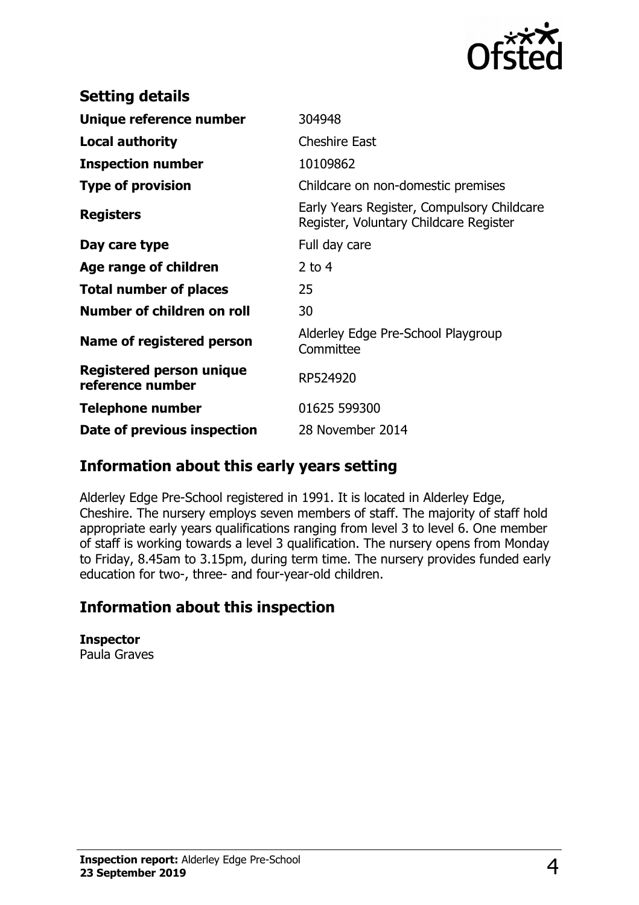## Setting details

| | |
|---|---|
| **Unique reference number** | 304948 |
| **Local authority** | Cheshire East |
| **Inspection number** | 10109862 |
| **Type of provision** | Childcare on non-domestic premises |
| **Registers** | Early Years Register, Compulsory Childcare Register, Voluntary Childcare Register |
| **Day care type** | Full day care |
| **Age range of children** | 2 to 4 |
| **Total number of places** | 25 |
| **Number of children on roll** | 30 |
| **Name of registered person** | Alderley Edge Pre-School Playgroup Committee |
| **Registered person unique reference number** | RP524920 |
| **Telephone number** | 01625 599300 |
| **Date of previous inspection** | 28 November 2014 |

## Information about this early years setting

Alderley Edge Pre-School registered in 1991. It is located in Alderley Edge, Cheshire. The nursery employs seven members of staff. The majority of staff hold appropriate early years qualifications ranging from level 3 to level 6. One member of staff is working towards a level 3 qualification. The nursery opens from Monday to Friday, 8.45am to 3.15pm, during term time. The nursery provides funded early education for two-, three- and four-year-old children.

## Information about this inspection

**Inspector**
Paula Graves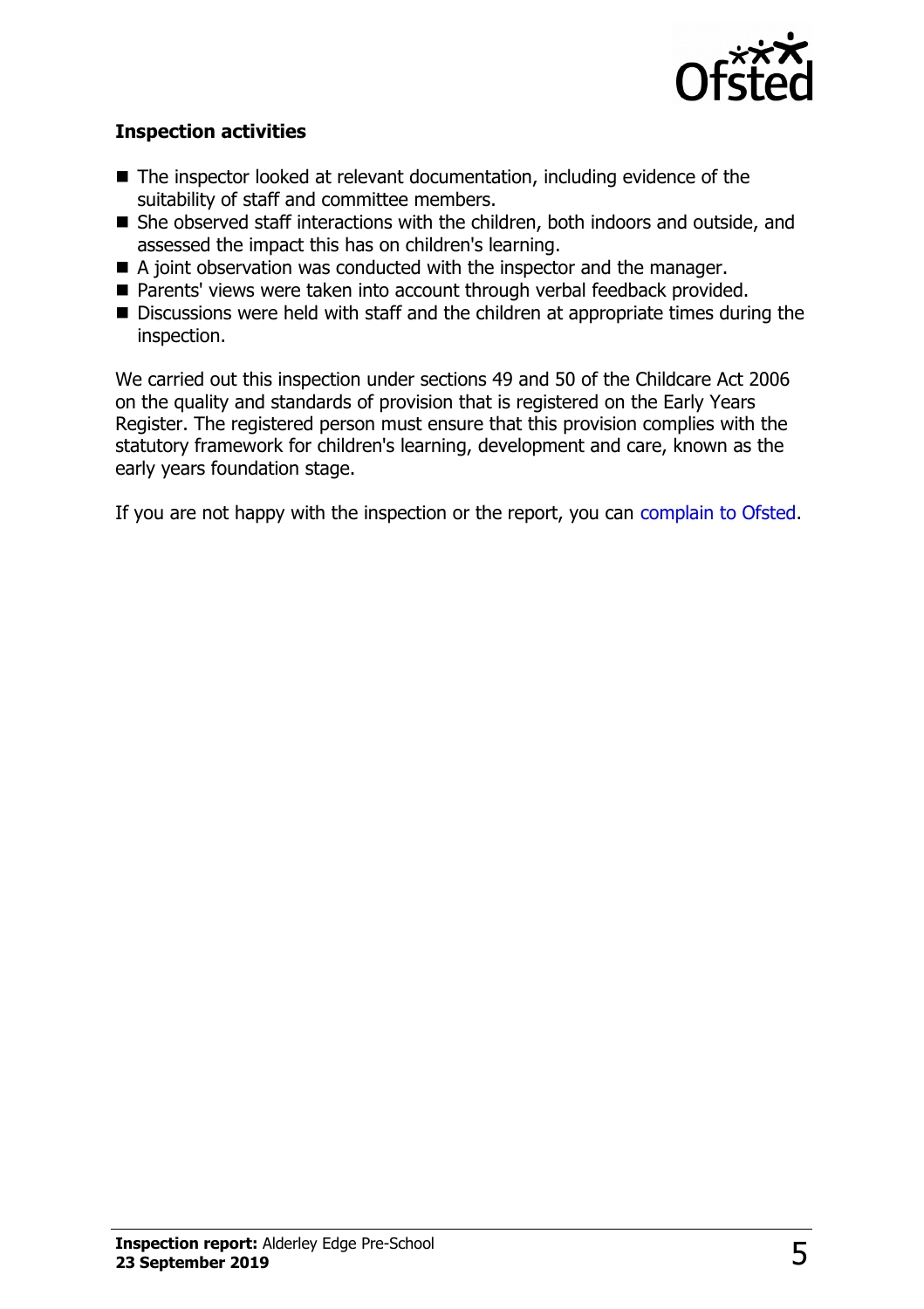### Inspection activities

- The inspector looked at relevant documentation, including evidence of the suitability of staff and committee members.
- She observed staff interactions with the children, both indoors and outside, and assessed the impact this has on children's learning.
- A joint observation was conducted with the inspector and the manager.
- Parents' views were taken into account through verbal feedback provided.
- Discussions were held with staff and the children at appropriate times during the inspection.

We carried out this inspection under sections 49 and 50 of the Childcare Act 2006 on the quality and standards of provision that is registered on the Early Years Register. The registered person must ensure that this provision complies with the statutory framework for children's learning, development and care, known as the early years foundation stage.

If you are not happy with the inspection or the report, you can complain to Ofsted.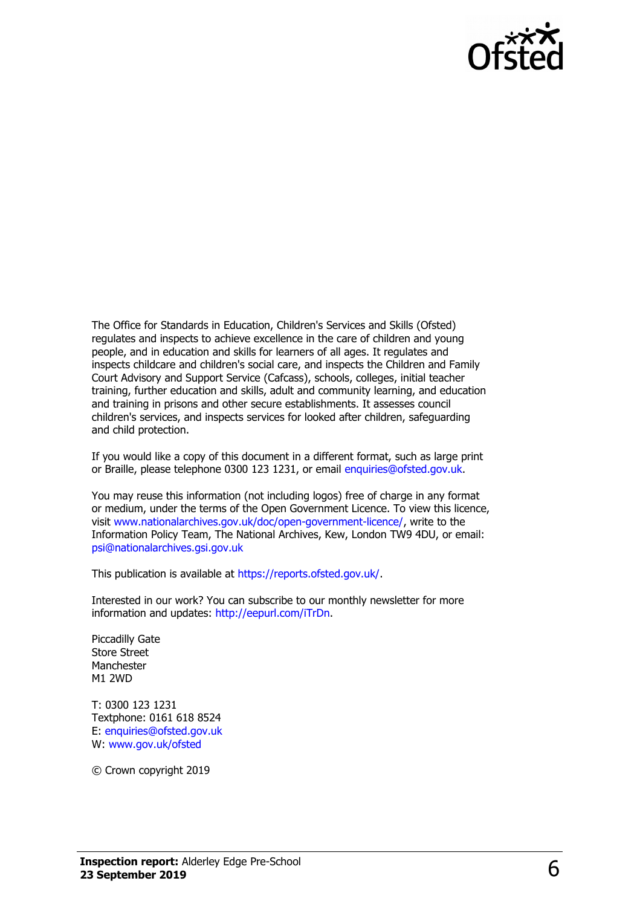The Office for Standards in Education, Children's Services and Skills (Ofsted) regulates and inspects to achieve excellence in the care of children and young people, and in education and skills for learners of all ages. It regulates and inspects childcare and children's social care, and inspects the Children and Family Court Advisory and Support Service (Cafcass), schools, colleges, initial teacher training, further education and skills, adult and community learning, and education and training in prisons and other secure establishments. It assesses council children's services, and inspects services for looked after children, safeguarding and child protection.

If you would like a copy of this document in a different format, such as large print or Braille, please telephone 0300 123 1231, or email enquiries@ofsted.gov.uk.

You may reuse this information (not including logos) free of charge in any format or medium, under the terms of the Open Government Licence. To view this licence, visit www.nationalarchives.gov.uk/doc/open-government-licence/, write to the Information Policy Team, The National Archives, Kew, London TW9 4DU, or email: psi@nationalarchives.gsi.gov.uk

This publication is available at https://reports.ofsted.gov.uk/.

Interested in our work? You can subscribe to our monthly newsletter for more information and updates: http://eepurl.com/iTrDn.

Piccadilly Gate
Store Street
Manchester
M1 2WD

T: 0300 123 1231
Textphone: 0161 618 8524
E: enquiries@ofsted.gov.uk
W: www.gov.uk/ofsted

© Crown copyright 2019